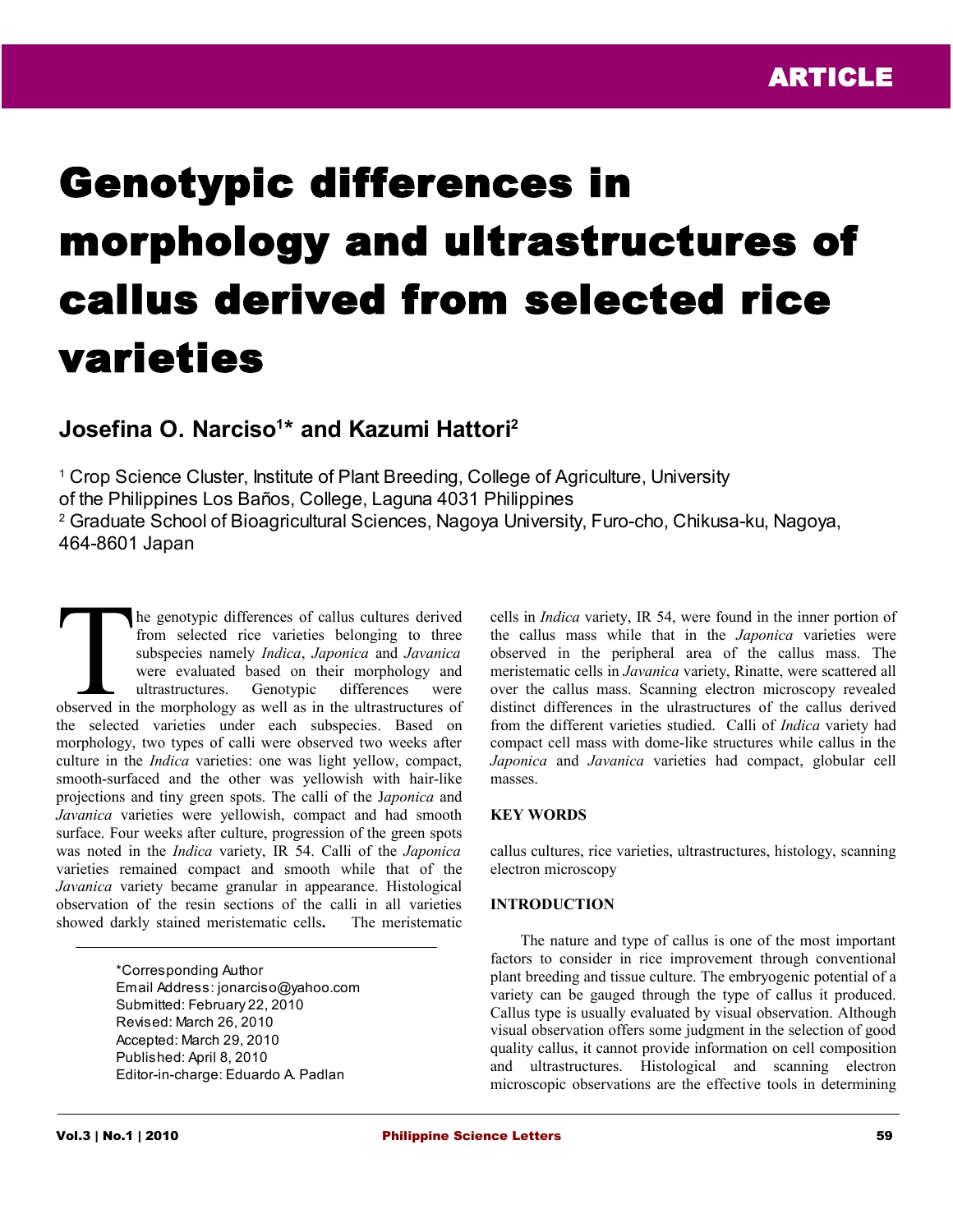ARTICLE

# Genotypic differences in morphology and ultrastructures of callus derived from selected rice varieties

**Josefina O. Narciso[1]* and Kazumi Hattori[2]**

[1] Crop Science Cluster, Institute of Plant Breeding, College of Agriculture, University of the Philippines Los Baños, College, Laguna 4031 Philippines
[2] Graduate School of Bioagricultural Sciences, Nagoya University, Furo-cho, Chikusa-ku, Nagoya, 464-8601 Japan

The genotypic differences of callus cultures derived from selected rice varieties belonging to three subspecies namely *Indica*, *Japonica* and *Javanica* were evaluated based on their morphology and ultrastructures. Genotypic differences were observed in the morphology as well as in the ultrastructures of the selected varieties under each subspecies. Based on morphology, two types of calli were observed two weeks after culture in the *Indica* varieties: one was light yellow, compact, smooth-surfaced and the other was yellowish with hair-like projections and tiny green spots. The calli of the J*aponica* and *Javanica* varieties were yellowish, compact and had smooth surface. Four weeks after culture, progression of the green spots was noted in the *Indica* variety, IR 54. Calli of the *Japonica* varieties remained compact and smooth while that of the *Javanica* variety became granular in appearance. Histological observation of the resin sections of the calli in all varieties showed darkly stained meristematic cells**.** The meristematic cells in *Indica* variety, IR 54, were found in the inner portion of the callus mass while that in the *Japonica* varieties were observed in the peripheral area of the callus mass. The meristematic cells in *Javanica* variety, Rinatte, were scattered all over the callus mass. Scanning electron microscopy revealed distinct differences in the ultrastructures of the callus derived from the different varieties studied. Calli of *Indica* variety had compact cell mass with dome-like structures while callus in the *Japonica* and *Javanica* varieties had compact, globular cell masses.

*Corresponding Author
Email Address: jonarciso@yahoo.com
Submitted: February 22, 2010
Revised: March 26, 2010
Accepted: March 29, 2010
Published: April 8, 2010
Editor-in-charge: Eduardo A. Padlan

## KEY WORDS

callus cultures, rice varieties, ultrastructures, histology, scanning electron microscopy

## INTRODUCTION

The nature and type of callus is one of the most important factors to consider in rice improvement through conventional plant breeding and tissue culture. The embryogenic potential of a variety can be gauged through the type of callus it produced. Callus type is usually evaluated by visual observation. Although visual observation offers some judgment in the selection of good quality callus, it cannot provide information on cell composition and ultrastructures. Histological and scanning electron microscopic observations are the effective tools in determining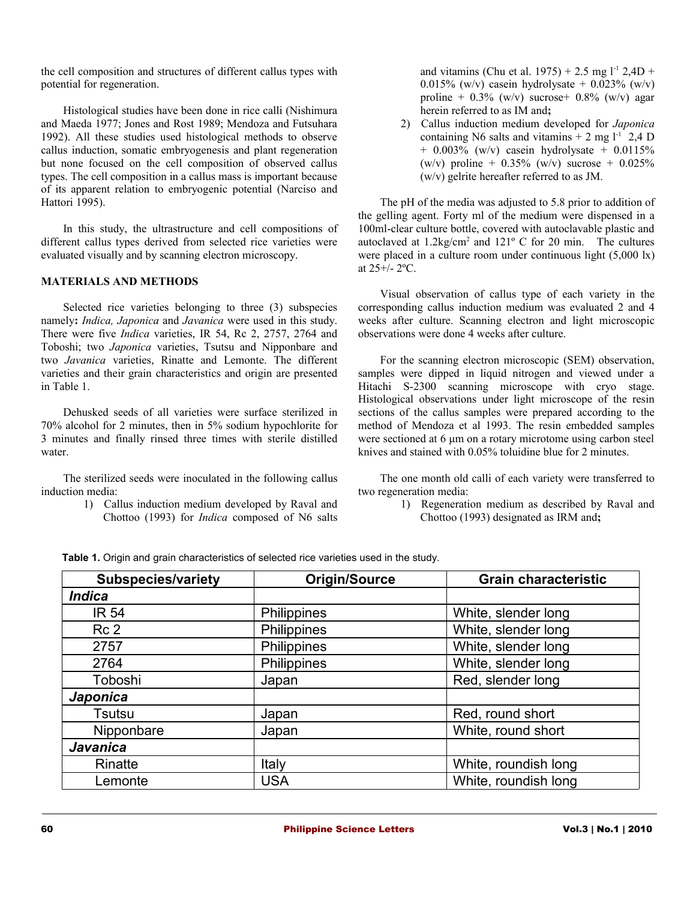the cell composition and structures of different callus types with potential for regeneration.

Histological studies have been done in rice calli (Nishimura and Maeda 1977; Jones and Rost 1989; Mendoza and Futsuhara 1992). All these studies used histological methods to observe callus induction, somatic embryogenesis and plant regeneration but none focused on the cell composition of observed callus types. The cell composition in a callus mass is important because of its apparent relation to embryogenic potential (Narciso and Hattori 1995).

In this study, the ultrastructure and cell compositions of different callus types derived from selected rice varieties were evaluated visually and by scanning electron microscopy.

## MATERIALS AND METHODS

Selected rice varieties belonging to three (3) subspecies namely**:** *Indica, Japonica* and *Javanica* were used in this study. There were five *Indica* varieties, IR 54, Rc 2, 2757, 2764 and Toboshi; two *Japonica* varieties, Tsutsu and Nipponbare and two *Javanica* varieties, Rinatte and Lemonte. The different varieties and their grain characteristics and origin are presented in Table 1.

Dehusked seeds of all varieties were surface sterilized in 70% alcohol for 2 minutes, then in 5% sodium hypochlorite for 3 minutes and finally rinsed three times with sterile distilled water.

The sterilized seeds were inoculated in the following callus induction media:

1) Callus induction medium developed by Raval and Chottoo (1993) for *Indica* composed of N6 salts and vitamins (Chu et al. 1975) + 2.5 mg $l^{-1}$ 2,4D + 0.015% (w/v) casein hydrolysate + 0.023% (w/v) proline + 0.3% (w/v) sucrose+ 0.8% (w/v) agar herein referred to as IM and**;**
2) Callus induction medium developed for *Japonica* containing N6 salts and vitamins + 2 mg $l^{-1}$ 2,4 D + 0.003% (w/v) casein hydrolysate + 0.0115% (w/v) proline + 0.35% (w/v) sucrose + 0.025% (w/v) gelrite hereafter referred to as JM.

The pH of the media was adjusted to 5.8 prior to addition of the gelling agent. Forty ml of the medium were dispensed in a 100ml-clear culture bottle, covered with autoclavable plastic and autoclaved at 1.2kg/cm$^2$ and 121º C for 20 min. The cultures were placed in a culture room under continuous light (5,000 lx) at 25+/- 2ºC.

Visual observation of callus type of each variety in the corresponding callus induction medium was evaluated 2 and 4 weeks after culture. Scanning electron and light microscopic observations were done 4 weeks after culture.

For the scanning electron microscopic (SEM) observation, samples were dipped in liquid nitrogen and viewed under a Hitachi S-2300 scanning microscope with cryo stage. Histological observations under light microscope of the resin sections of the callus samples were prepared according to the method of Mendoza et al 1993. The resin embedded samples were sectioned at 6 µm on a rotary microtome using carbon steel knives and stained with 0.05% toluidine blue for 2 minutes.

The one month old calli of each variety were transferred to two regeneration media:

1) Regeneration medium as described by Raval and Chottoo (1993) designated as IRM and**;**

**Table 1.** Origin and grain characteristics of selected rice varieties used in the study.

| Subspecies/variety | Origin/Source | Grain characteristic |
|---|---|---|
| ***Indica*** | | |
| IR 54 | Philippines | White, slender long |
| Rc 2 | Philippines | White, slender long |
| 2757 | Philippines | White, slender long |
| 2764 | Philippines | White, slender long |
| Toboshi | Japan | Red, slender long |
| ***Japonica*** | | |
| Tsutsu | Japan | Red, round short |
| Nipponbare | Japan | White, round short |
| ***Javanica*** | | |
| Rinatte | Italy | White, roundish long |
| Lemonte | USA | White, roundish long |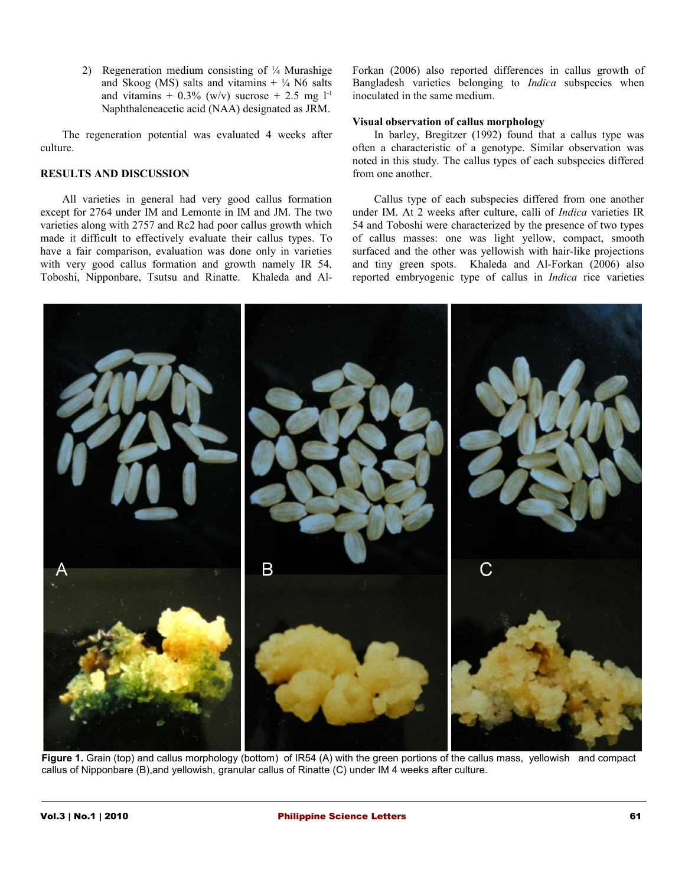2) Regeneration medium consisting of ¼ Murashige and Skoog (MS) salts and vitamins + ¼ N6 salts and vitamins + 0.3% (w/v) sucrose + 2.5 mg $l^{-1}$ Naphthaleneacetic acid (NAA) designated as JRM.

The regeneration potential was evaluated 4 weeks after culture.

## RESULTS AND DISCUSSION

All varieties in general had very good callus formation except for 2764 under IM and Lemonte in IM and JM. The two varieties along with 2757 and Rc2 had poor callus growth which made it difficult to effectively evaluate their callus types. To have a fair comparison, evaluation was done only in varieties with very good callus formation and growth namely IR 54, Toboshi, Nipponbare, Tsutsu and Rinatte. Khaleda and Al-Forkan (2006) also reported differences in callus growth of Bangladesh varieties belonging to *Indica* subspecies when inoculated in the same medium.

### Visual observation of callus morphology

In barley, Bregitzer (1992) found that a callus type was often a characteristic of a genotype. Similar observation was noted in this study. The callus types of each subspecies differed from one another.

Callus type of each subspecies differed from one another under IM. At 2 weeks after culture, calli of *Indica* varieties IR 54 and Toboshi were characterized by the presence of two types of callus masses: one was light yellow, compact, smooth surfaced and the other was yellowish with hair-like projections and tiny green spots. Khaleda and Al-Forkan (2006) also reported embryogenic type of callus in *Indica* rice varieties

**Figure 1.** Grain (top) and callus morphology (bottom) of IR54 (A) with the green portions of the callus mass, yellowish and compact callus of Nipponbare (B),and yellowish, granular callus of Rinatte (C) under IM 4 weeks after culture.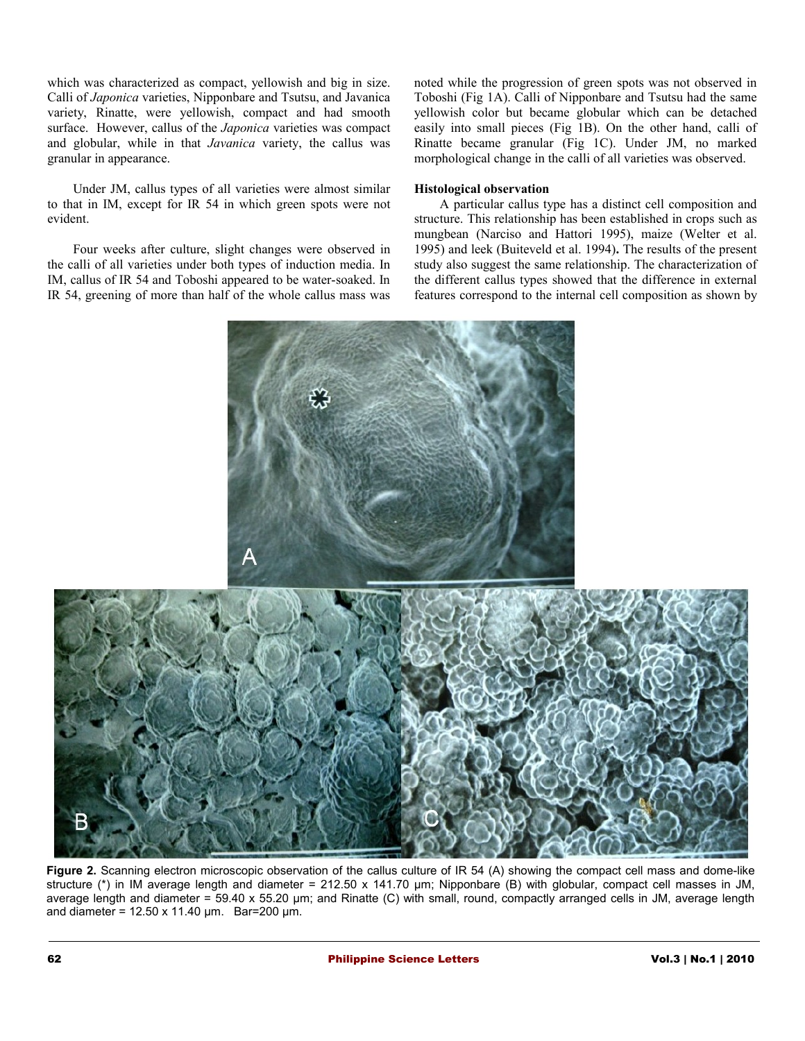which was characterized as compact, yellowish and big in size. Calli of *Japonica* varieties, Nipponbare and Tsutsu, and Javanica variety, Rinatte, were yellowish, compact and had smooth surface. However, callus of the *Japonica* varieties was compact and globular, while in that *Javanica* variety, the callus was granular in appearance.

Under JM, callus types of all varieties were almost similar to that in IM, except for IR 54 in which green spots were not evident.

Four weeks after culture, slight changes were observed in the calli of all varieties under both types of induction media. In IM, callus of IR 54 and Toboshi appeared to be water-soaked. In IR 54, greening of more than half of the whole callus mass was noted while the progression of green spots was not observed in Toboshi (Fig 1A). Calli of Nipponbare and Tsutsu had the same yellowish color but became globular which can be detached easily into small pieces (Fig 1B). On the other hand, calli of Rinatte became granular (Fig 1C). Under JM, no marked morphological change in the calli of all varieties was observed.

**Histological observation**

A particular callus type has a distinct cell composition and structure. This relationship has been established in crops such as mungbean (Narciso and Hattori 1995), maize (Welter et al. 1995) and leek (Buiteveld et al. 1994). The results of the present study also suggest the same relationship. The characterization of the different callus types showed that the difference in external features correspond to the internal cell composition as shown by

**Figure 2.** Scanning electron microscopic observation of the callus culture of IR 54 (A) showing the compact cell mass and dome-like structure (*) in IM average length and diameter = 212.50 x 141.70 µm; Nipponbare (B) with globular, compact cell masses in JM, average length and diameter = 59.40 x 55.20 µm; and Rinatte (C) with small, round, compactly arranged cells in JM, average length and diameter = 12.50 x 11.40 µm. Bar=200 µm.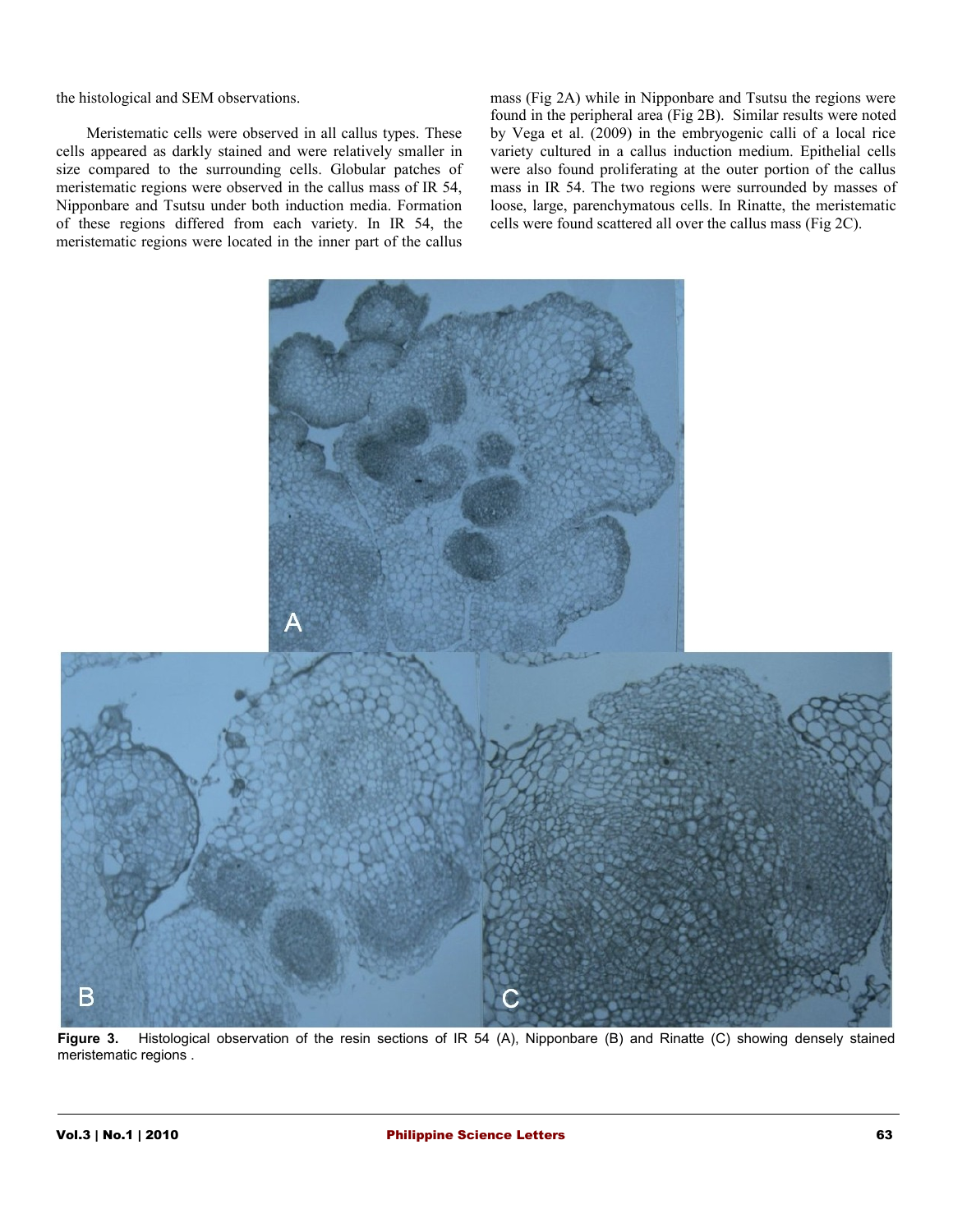the histological and SEM observations.

Meristematic cells were observed in all callus types. These cells appeared as darkly stained and were relatively smaller in size compared to the surrounding cells. Globular patches of meristematic regions were observed in the callus mass of IR 54, Nipponbare and Tsutsu under both induction media. Formation of these regions differed from each variety. In IR 54, the meristematic regions were located in the inner part of the callus mass (Fig 2A) while in Nipponbare and Tsutsu the regions were found in the peripheral area (Fig 2B). Similar results were noted by Vega et al. (2009) in the embryogenic calli of a local rice variety cultured in a callus induction medium. Epithelial cells were also found proliferating at the outer portion of the callus mass in IR 54. The two regions were surrounded by masses of loose, large, parenchymatous cells. In Rinatte, the meristematic cells were found scattered all over the callus mass (Fig 2C).

**Figure 3.** Histological observation of the resin sections of IR 54 (A), Nipponbare (B) and Rinatte (C) showing densely stained meristematic regions .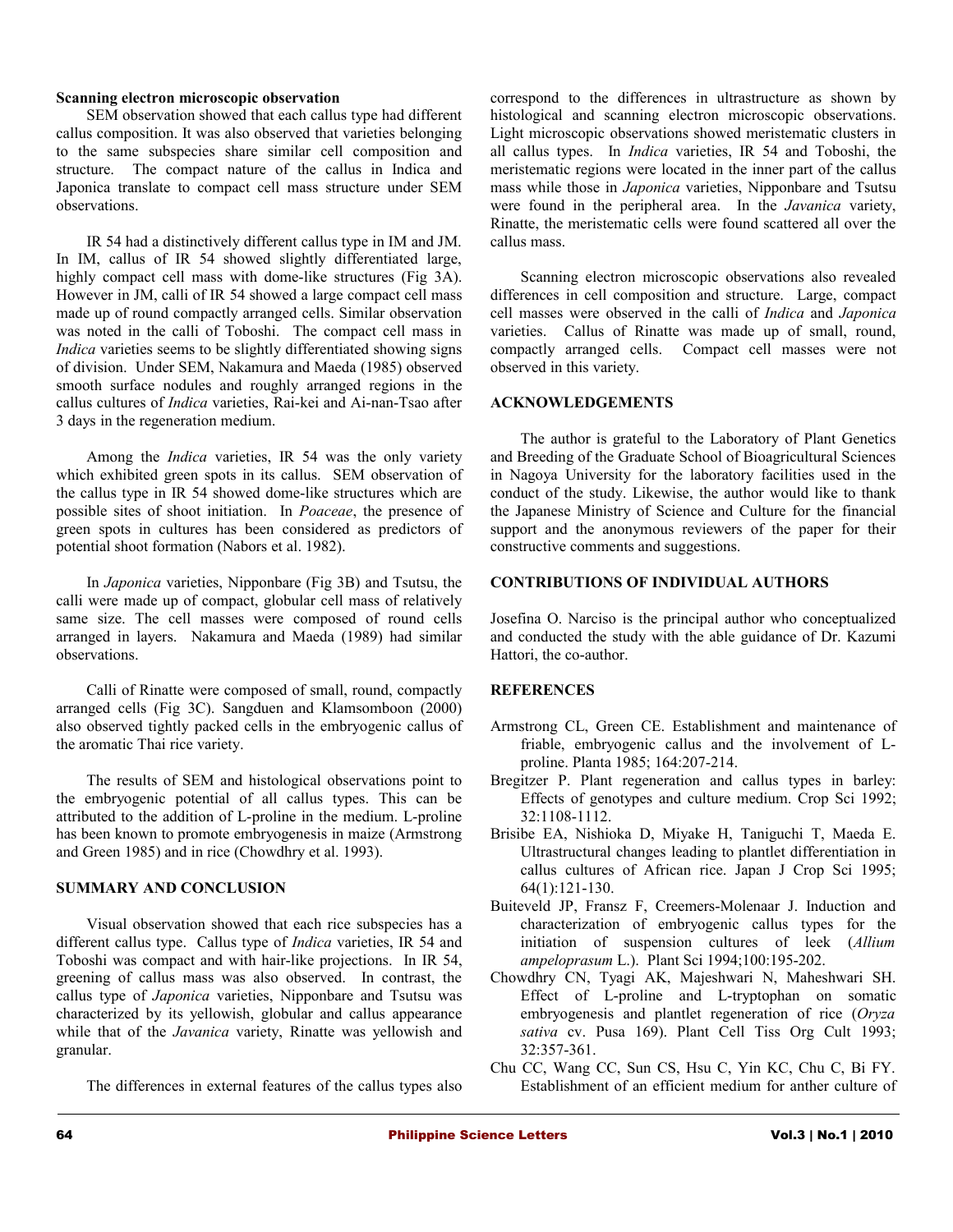**Scanning electron microscopic observation**

SEM observation showed that each callus type had different callus composition. It was also observed that varieties belonging to the same subspecies share similar cell composition and structure. The compact nature of the callus in Indica and Japonica translate to compact cell mass structure under SEM observations.

IR 54 had a distinctively different callus type in IM and JM. In IM, callus of IR 54 showed slightly differentiated large, highly compact cell mass with dome-like structures (Fig 3A). However in JM, calli of IR 54 showed a large compact cell mass made up of round compactly arranged cells. Similar observation was noted in the calli of Toboshi. The compact cell mass in *Indica* varieties seems to be slightly differentiated showing signs of division. Under SEM, Nakamura and Maeda (1985) observed smooth surface nodules and roughly arranged regions in the callus cultures of *Indica* varieties, Rai-kei and Ai-nan-Tsao after 3 days in the regeneration medium.

Among the *Indica* varieties, IR 54 was the only variety which exhibited green spots in its callus. SEM observation of the callus type in IR 54 showed dome-like structures which are possible sites of shoot initiation. In *Poaceae*, the presence of green spots in cultures has been considered as predictors of potential shoot formation (Nabors et al. 1982).

In *Japonica* varieties, Nipponbare (Fig 3B) and Tsutsu, the calli were made up of compact, globular cell mass of relatively same size. The cell masses were composed of round cells arranged in layers. Nakamura and Maeda (1989) had similar observations.

Calli of Rinatte were composed of small, round, compactly arranged cells (Fig 3C). Sangduen and Klamsomboon (2000) also observed tightly packed cells in the embryogenic callus of the aromatic Thai rice variety.

The results of SEM and histological observations point to the embryogenic potential of all callus types. This can be attributed to the addition of L-proline in the medium. L-proline has been known to promote embryogenesis in maize (Armstrong and Green 1985) and in rice (Chowdhry et al. 1993).

## SUMMARY AND CONCLUSION

Visual observation showed that each rice subspecies has a different callus type. Callus type of *Indica* varieties, IR 54 and Toboshi was compact and with hair-like projections. In IR 54, greening of callus mass was also observed. In contrast, the callus type of *Japonica* varieties, Nipponbare and Tsutsu was characterized by its yellowish, globular and callus appearance while that of the *Javanica* variety, Rinatte was yellowish and granular.

The differences in external features of the callus types also correspond to the differences in ultrastructure as shown by histological and scanning electron microscopic observations. Light microscopic observations showed meristematic clusters in all callus types. In *Indica* varieties, IR 54 and Toboshi, the meristematic regions were located in the inner part of the callus mass while those in *Japonica* varieties, Nipponbare and Tsutsu were found in the peripheral area. In the *Javanica* variety, Rinatte, the meristematic cells were found scattered all over the callus mass.

Scanning electron microscopic observations also revealed differences in cell composition and structure. Large, compact cell masses were observed in the calli of *Indica* and *Japonica* varieties. Callus of Rinatte was made up of small, round, compactly arranged cells. Compact cell masses were not observed in this variety.

## ACKNOWLEDGEMENTS

The author is grateful to the Laboratory of Plant Genetics and Breeding of the Graduate School of Bioagricultural Sciences in Nagoya University for the laboratory facilities used in the conduct of the study. Likewise, the author would like to thank the Japanese Ministry of Science and Culture for the financial support and the anonymous reviewers of the paper for their constructive comments and suggestions.

## CONTRIBUTIONS OF INDIVIDUAL AUTHORS

Josefina O. Narciso is the principal author who conceptualized and conducted the study with the able guidance of Dr. Kazumi Hattori, the co-author.

## REFERENCES

Armstrong CL, Green CE. Establishment and maintenance of friable, embryogenic callus and the involvement of L-proline. Planta 1985; 164:207-214.

Bregitzer P. Plant regeneration and callus types in barley: Effects of genotypes and culture medium. Crop Sci 1992; 32:1108-1112.

Brisibe EA, Nishioka D, Miyake H, Taniguchi T, Maeda E. Ultrastructural changes leading to plantlet differentiation in callus cultures of African rice. Japan J Crop Sci 1995; 64(1):121-130.

Buiteveld JP, Fransz F, Creemers-Molenaar J. Induction and characterization of embryogenic callus types for the initiation of suspension cultures of leek (*Allium ampeloprasum* L.). Plant Sci 1994;100:195-202.

Chowdhry CN, Tyagi AK, Majeshwari N, Maheshwari SH. Effect of L-proline and L-tryptophan on somatic embryogenesis and plantlet regeneration of rice (*Oryza sativa* cv. Pusa 169). Plant Cell Tiss Org Cult 1993; 32:357-361.

Chu CC, Wang CC, Sun CS, Hsu C, Yin KC, Chu C, Bi FY. Establishment of an efficient medium for anther culture of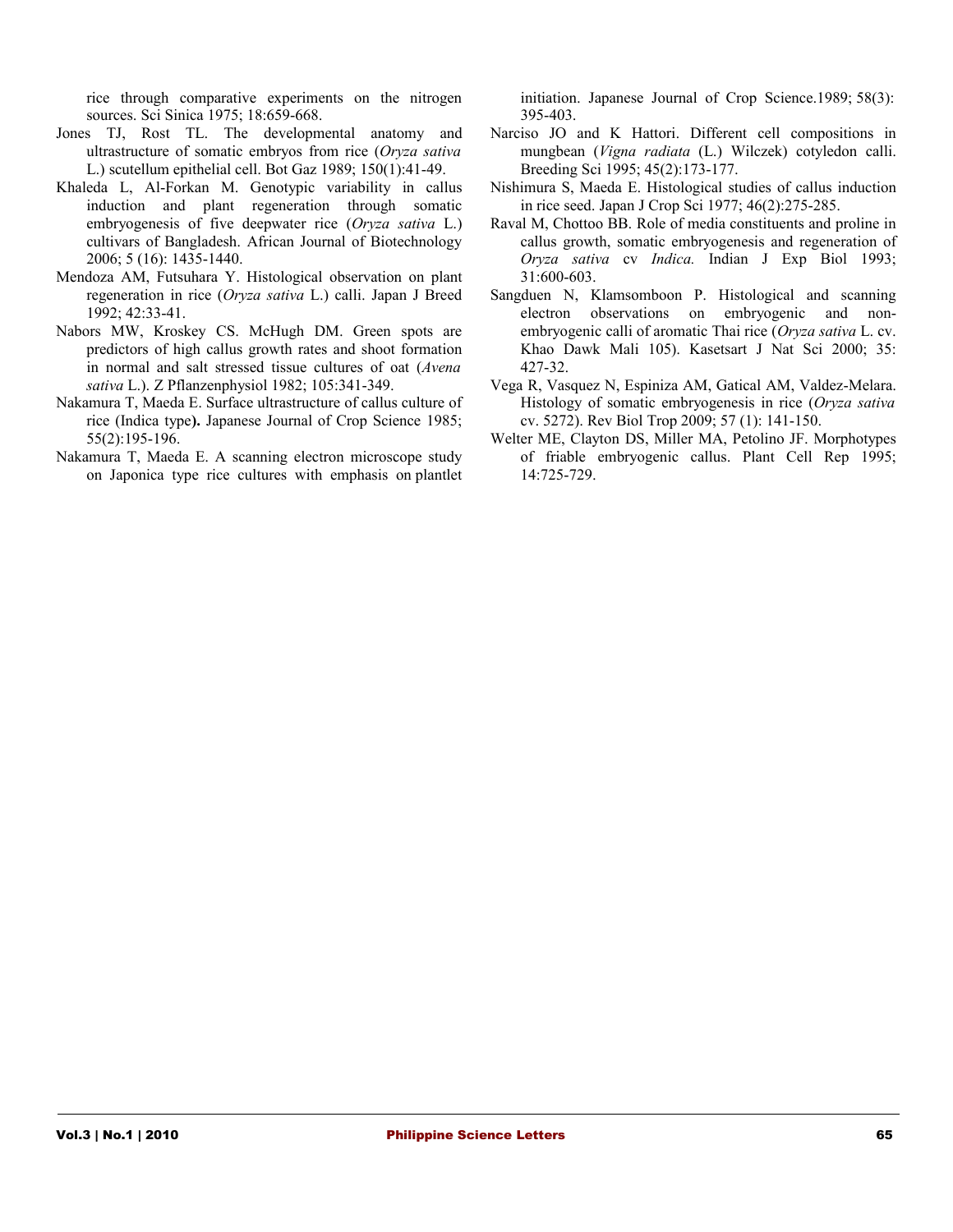rice through comparative experiments on the nitrogen sources. Sci Sinica 1975; 18:659-668.

Jones TJ, Rost TL. The developmental anatomy and ultrastructure of somatic embryos from rice (*Oryza sativa* L.) scutellum epithelial cell. Bot Gaz 1989; 150(1):41-49.

Khaleda L, Al-Forkan M. Genotypic variability in callus induction and plant regeneration through somatic embryogenesis of five deepwater rice (*Oryza sativa* L.) cultivars of Bangladesh. African Journal of Biotechnology 2006; 5 (16): 1435-1440.

Mendoza AM, Futsuhara Y. Histological observation on plant regeneration in rice (*Oryza sativa* L.) calli. Japan J Breed 1992; 42:33-41.

Nabors MW, Kroskey CS. McHugh DM. Green spots are predictors of high callus growth rates and shoot formation in normal and salt stressed tissue cultures of oat (*Avena sativa* L.). Z Pflanzenphysiol 1982; 105:341-349.

Nakamura T, Maeda E. Surface ultrastructure of callus culture of rice (Indica type**).** Japanese Journal of Crop Science 1985; 55(2):195-196.

Nakamura T, Maeda E. A scanning electron microscope study on Japonica type rice cultures with emphasis on plantlet initiation. Japanese Journal of Crop Science.1989; 58(3): 395-403.

Narciso JO and K Hattori. Different cell compositions in mungbean (*Vigna radiata* (L.) Wilczek) cotyledon calli. Breeding Sci 1995; 45(2):173-177.

Nishimura S, Maeda E. Histological studies of callus induction in rice seed. Japan J Crop Sci 1977; 46(2):275-285.

Raval M, Chottoo BB. Role of media constituents and proline in callus growth, somatic embryogenesis and regeneration of *Oryza sativa* cv *Indica.* Indian J Exp Biol 1993; 31:600-603.

Sangduen N, Klamsomboon P. Histological and scanning electron observations on embryogenic and non-embryogenic calli of aromatic Thai rice (*Oryza sativa* L. cv. Khao Dawk Mali 105). Kasetsart J Nat Sci 2000; 35: 427-32.

Vega R, Vasquez N, Espiniza AM, Gatical AM, Valdez-Melara. Histology of somatic embryogenesis in rice (*Oryza sativa* cv. 5272). Rev Biol Trop 2009; 57 (1): 141-150.

Welter ME, Clayton DS, Miller MA, Petolino JF. Morphotypes of friable embryogenic callus. Plant Cell Rep 1995; 14:725-729.